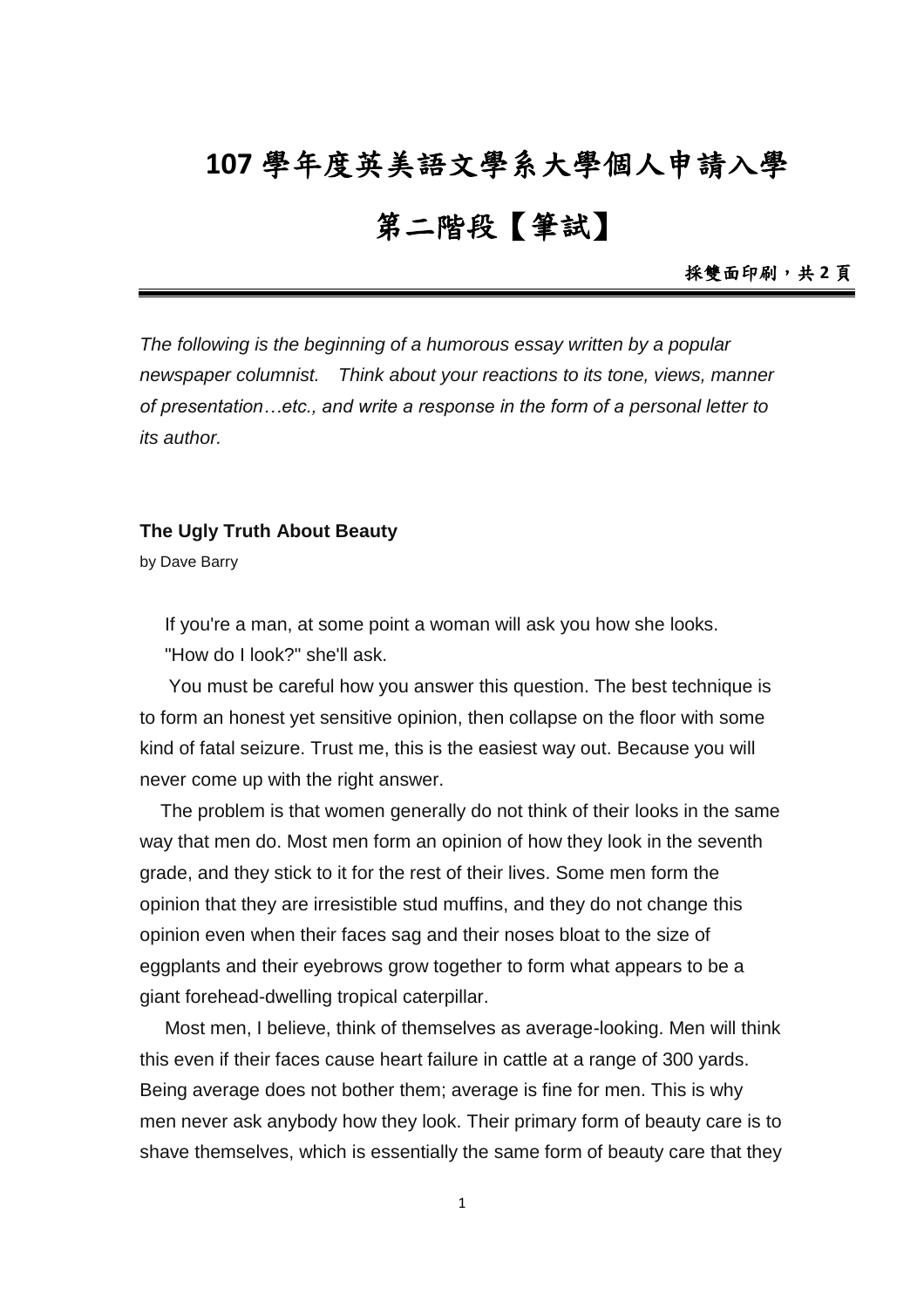# 107 學年度英美語文學系大學個人申請入學

# 第二階段【筆試】

**採雙面印刷，共 2 頁**

*The following is the beginning of a humorous essay written by a popular newspaper columnist. Think about your reactions to its tone, views, manner of presentation…etc., and write a response in the form of a personal letter to its author.*

**The Ugly Truth About Beauty**

by Dave Barry

If you're a man, at some point a woman will ask you how she looks.

"How do I look?" she'll ask.

You must be careful how you answer this question. The best technique is to form an honest yet sensitive opinion, then collapse on the floor with some kind of fatal seizure. Trust me, this is the easiest way out. Because you will never come up with the right answer.

The problem is that women generally do not think of their looks in the same way that men do. Most men form an opinion of how they look in the seventh grade, and they stick to it for the rest of their lives. Some men form the opinion that they are irresistible stud muffins, and they do not change this opinion even when their faces sag and their noses bloat to the size of eggplants and their eyebrows grow together to form what appears to be a giant forehead-dwelling tropical caterpillar.

Most men, I believe, think of themselves as average-looking. Men will think this even if their faces cause heart failure in cattle at a range of 300 yards. Being average does not bother them; average is fine for men. This is why men never ask anybody how they look. Their primary form of beauty care is to shave themselves, which is essentially the same form of beauty care that they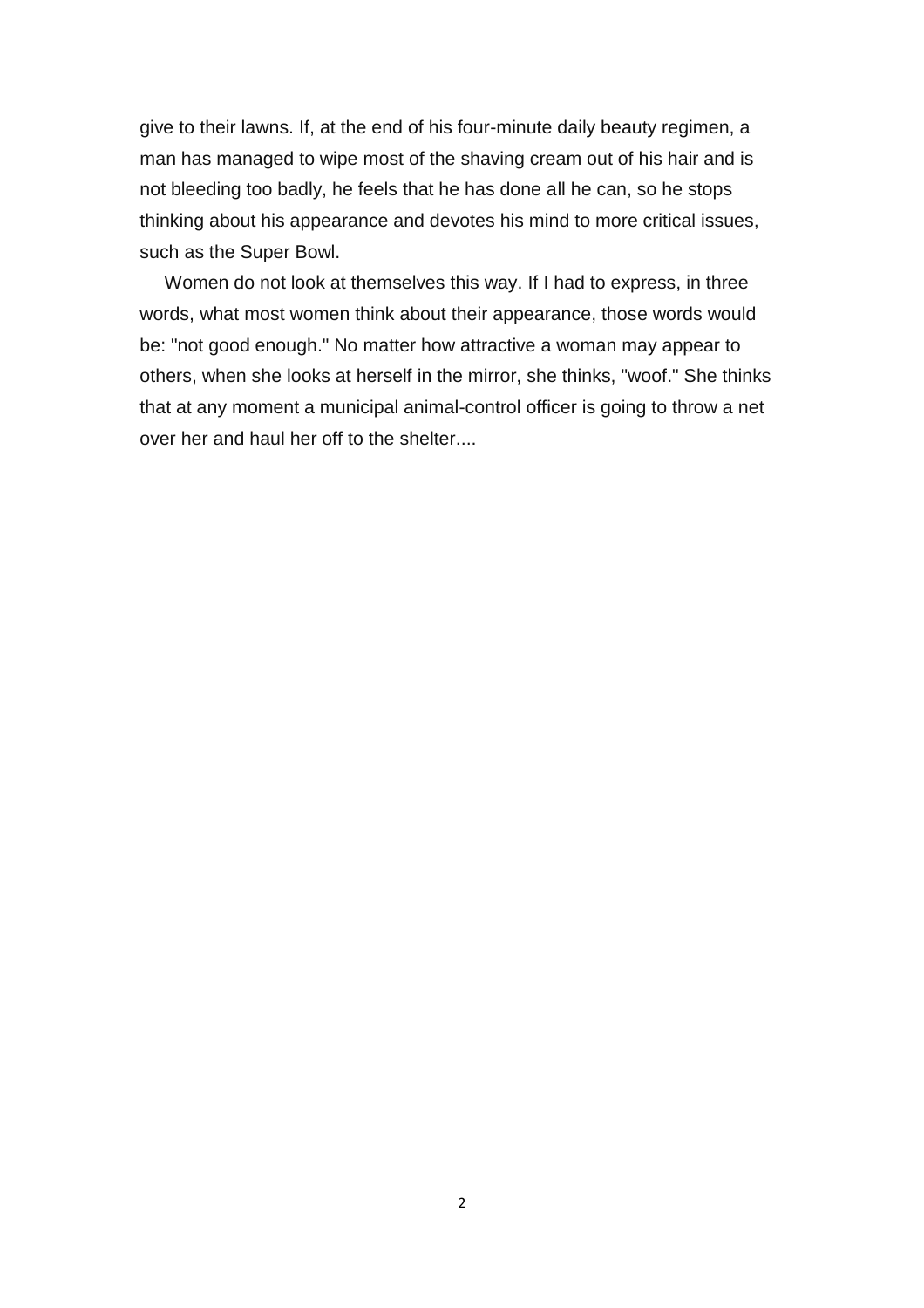give to their lawns. If, at the end of his four-minute daily beauty regimen, a man has managed to wipe most of the shaving cream out of his hair and is not bleeding too badly, he feels that he has done all he can, so he stops thinking about his appearance and devotes his mind to more critical issues, such as the Super Bowl.

Women do not look at themselves this way. If I had to express, in three words, what most women think about their appearance, those words would be: "not good enough." No matter how attractive a woman may appear to others, when she looks at herself in the mirror, she thinks, "woof." She thinks that at any moment a municipal animal-control officer is going to throw a net over her and haul her off to the shelter....